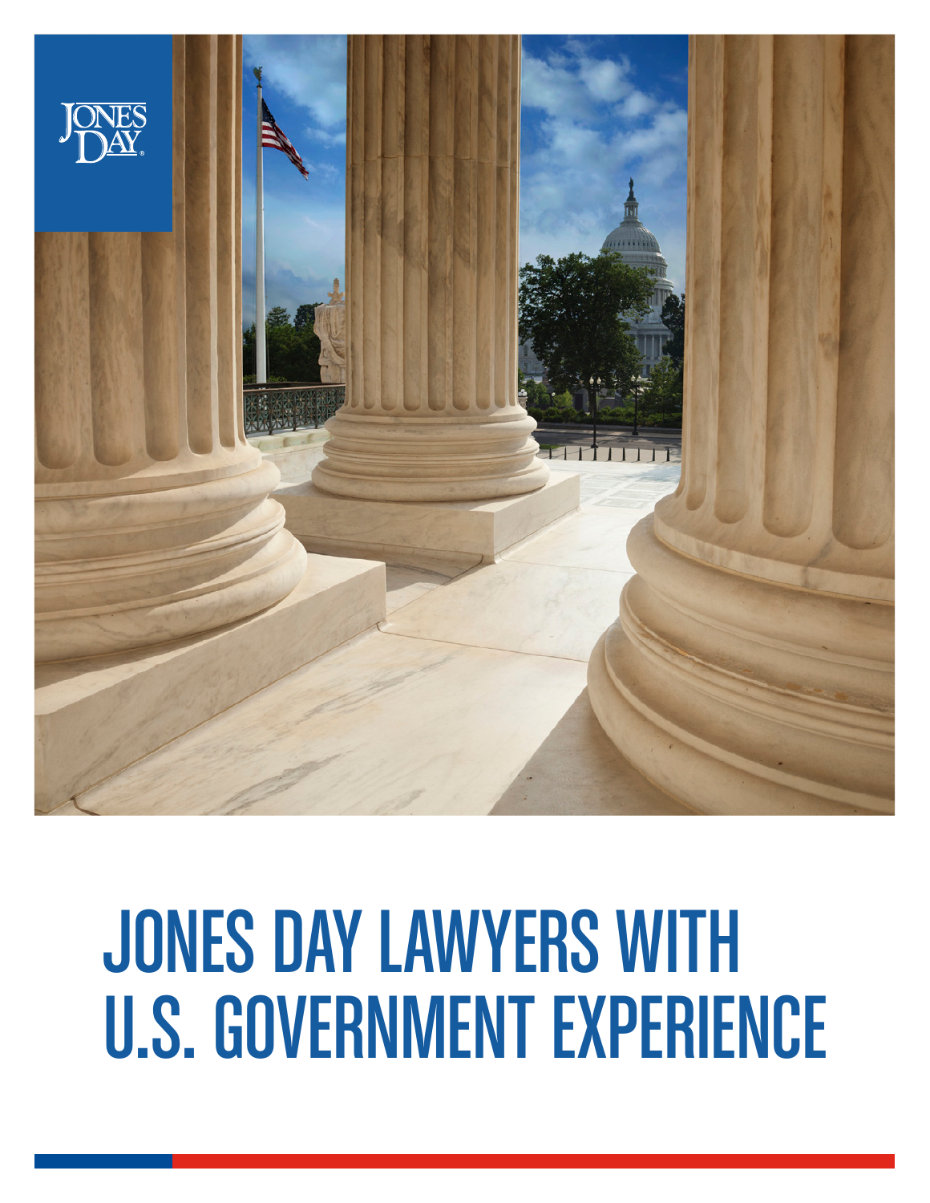JONES DAY

# JONES DAY LAWYERS WITH U.S. GOVERNMENT EXPERIENCE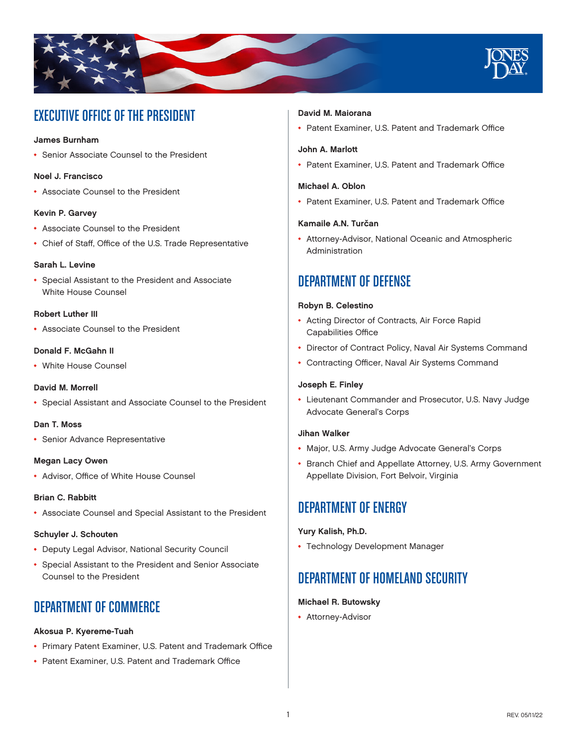## EXECUTIVE OFFICE OF THE PRESIDENT

**James Burnham**

- Senior Associate Counsel to the President

**Noel J. Francisco**

- Associate Counsel to the President

**Kevin P. Garvey**

- Associate Counsel to the President
- Chief of Staff, Office of the U.S. Trade Representative

**Sarah L. Levine**

- Special Assistant to the President and Associate White House Counsel

**Robert Luther III**

- Associate Counsel to the President

**Donald F. McGahn II**

- White House Counsel

**David M. Morrell**

- Special Assistant and Associate Counsel to the President

**Dan T. Moss**

- Senior Advance Representative

**Megan Lacy Owen**

- Advisor, Office of White House Counsel

**Brian C. Rabbitt**

- Associate Counsel and Special Assistant to the President

**Schuyler J. Schouten**

- Deputy Legal Advisor, National Security Council
- Special Assistant to the President and Senior Associate Counsel to the President

## DEPARTMENT OF COMMERCE

**Akosua P. Kyereme-Tuah**

- Primary Patent Examiner, U.S. Patent and Trademark Office
- Patent Examiner, U.S. Patent and Trademark Office

**David M. Maiorana**

- Patent Examiner, U.S. Patent and Trademark Office

**John A. Marlott**

- Patent Examiner, U.S. Patent and Trademark Office

**Michael A. Oblon**

- Patent Examiner, U.S. Patent and Trademark Office

**Kamaile A.N. Turčan**

- Attorney-Advisor, National Oceanic and Atmospheric Administration

## DEPARTMENT OF DEFENSE

**Robyn B. Celestino**

- Acting Director of Contracts, Air Force Rapid Capabilities Office
- Director of Contract Policy, Naval Air Systems Command
- Contracting Officer, Naval Air Systems Command

**Joseph E. Finley**

- Lieutenant Commander and Prosecutor, U.S. Navy Judge Advocate General's Corps

**Jihan Walker**

- Major, U.S. Army Judge Advocate General's Corps
- Branch Chief and Appellate Attorney, U.S. Army Government Appellate Division, Fort Belvoir, Virginia

## DEPARTMENT OF ENERGY

**Yury Kalish, Ph.D.**

- Technology Development Manager

## DEPARTMENT OF HOMELAND SECURITY

**Michael R. Butowsky**

- Attorney-Advisor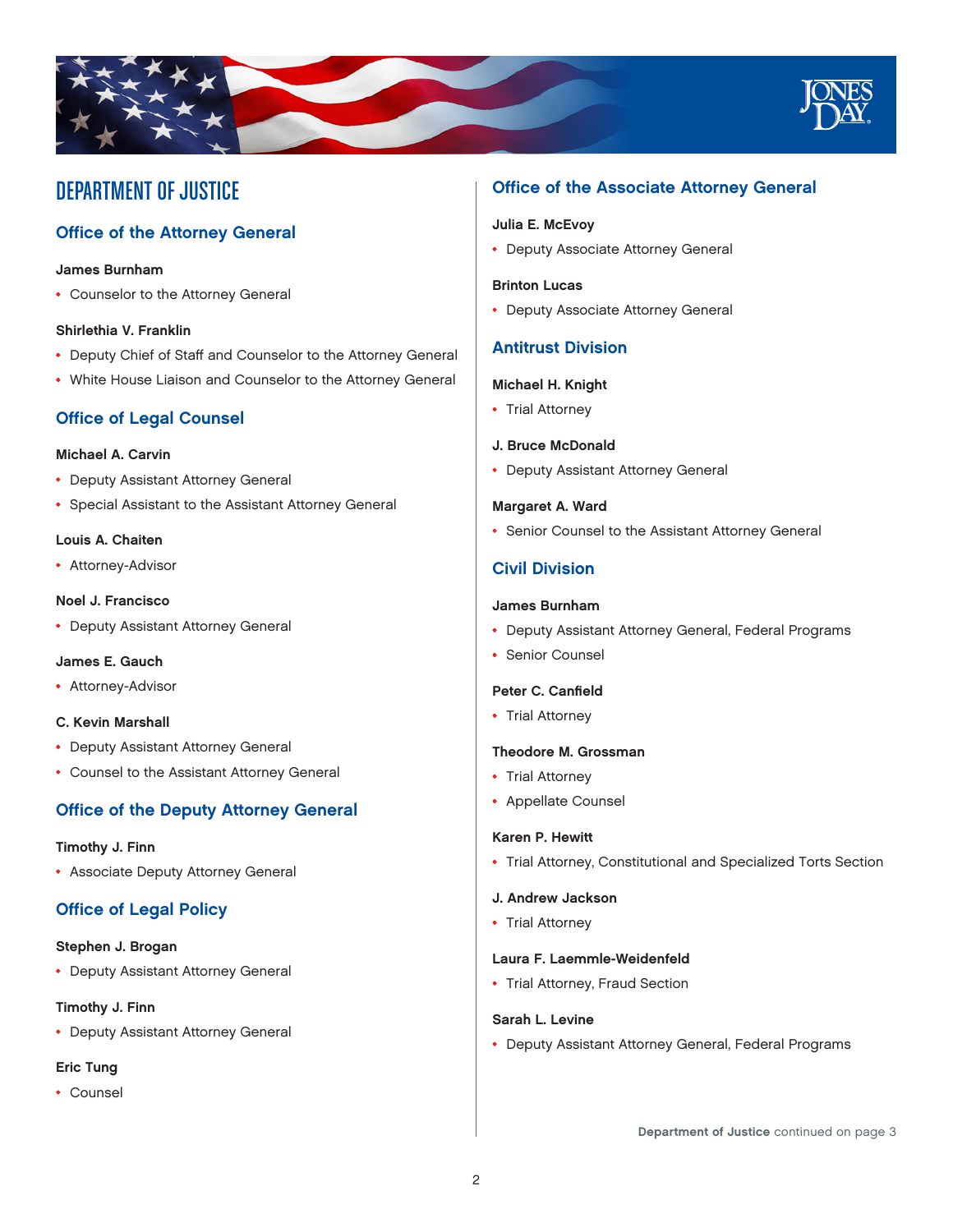# DEPARTMENT OF JUSTICE

## Office of the Attorney General

**James Burnham**

- Counselor to the Attorney General

**Shirlethia V. Franklin**

- Deputy Chief of Staff and Counselor to the Attorney General
- White House Liaison and Counselor to the Attorney General

## Office of Legal Counsel

**Michael A. Carvin**

- Deputy Assistant Attorney General
- Special Assistant to the Assistant Attorney General

**Louis A. Chaiten**

- Attorney-Advisor

**Noel J. Francisco**

- Deputy Assistant Attorney General

**James E. Gauch**

- Attorney-Advisor

**C. Kevin Marshall**

- Deputy Assistant Attorney General
- Counsel to the Assistant Attorney General

## Office of the Deputy Attorney General

**Timothy J. Finn**

- Associate Deputy Attorney General

## Office of Legal Policy

**Stephen J. Brogan**

- Deputy Assistant Attorney General

**Timothy J. Finn**

- Deputy Assistant Attorney General

**Eric Tung**

- Counsel

## Office of the Associate Attorney General

**Julia E. McEvoy**

- Deputy Associate Attorney General

**Brinton Lucas**

- Deputy Associate Attorney General

## Antitrust Division

**Michael H. Knight**

- Trial Attorney

**J. Bruce McDonald**

- Deputy Assistant Attorney General

**Margaret A. Ward**

- Senior Counsel to the Assistant Attorney General

## Civil Division

**James Burnham**

- Deputy Assistant Attorney General, Federal Programs
- Senior Counsel

**Peter C. Canfield**

- Trial Attorney

**Theodore M. Grossman**

- Trial Attorney
- Appellate Counsel

**Karen P. Hewitt**

- Trial Attorney, Constitutional and Specialized Torts Section

**J. Andrew Jackson**

- Trial Attorney

**Laura F. Laemmle-Weidenfeld**

- Trial Attorney, Fraud Section

**Sarah L. Levine**

- Deputy Assistant Attorney General, Federal Programs

**Department of Justice** continued on page 3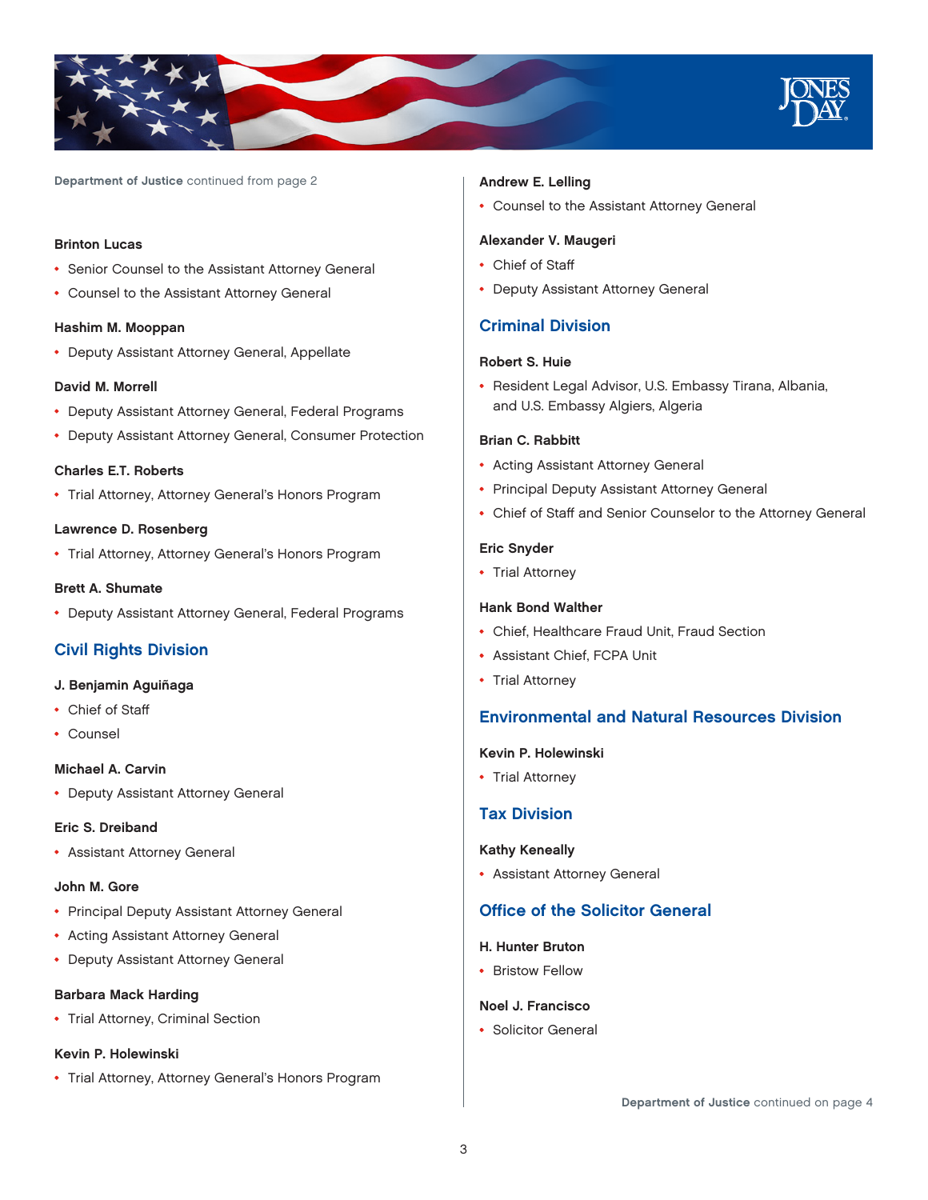**Department of Justice** continued from page 2

**Brinton Lucas**

- Senior Counsel to the Assistant Attorney General
- Counsel to the Assistant Attorney General

**Hashim M. Mooppan**

- Deputy Assistant Attorney General, Appellate

**David M. Morrell**

- Deputy Assistant Attorney General, Federal Programs
- Deputy Assistant Attorney General, Consumer Protection

**Charles E.T. Roberts**

- Trial Attorney, Attorney General's Honors Program

**Lawrence D. Rosenberg**

- Trial Attorney, Attorney General's Honors Program

**Brett A. Shumate**

- Deputy Assistant Attorney General, Federal Programs

## Civil Rights Division

**J. Benjamin Aguiñaga**

- Chief of Staff
- Counsel

**Michael A. Carvin**

- Deputy Assistant Attorney General

**Eric S. Dreiband**

- Assistant Attorney General

**John M. Gore**

- Principal Deputy Assistant Attorney General
- Acting Assistant Attorney General
- Deputy Assistant Attorney General

**Barbara Mack Harding**

- Trial Attorney, Criminal Section

**Kevin P. Holewinski**

- Trial Attorney, Attorney General's Honors Program

**Andrew E. Lelling**

- Counsel to the Assistant Attorney General

**Alexander V. Maugeri**

- Chief of Staff
- Deputy Assistant Attorney General

## Criminal Division

**Robert S. Huie**

- Resident Legal Advisor, U.S. Embassy Tirana, Albania, and U.S. Embassy Algiers, Algeria

**Brian C. Rabbitt**

- Acting Assistant Attorney General
- Principal Deputy Assistant Attorney General
- Chief of Staff and Senior Counselor to the Attorney General

**Eric Snyder**

- Trial Attorney

**Hank Bond Walther**

- Chief, Healthcare Fraud Unit, Fraud Section
- Assistant Chief, FCPA Unit
- Trial Attorney

## Environmental and Natural Resources Division

**Kevin P. Holewinski**

- Trial Attorney

## Tax Division

**Kathy Keneally**

- Assistant Attorney General

## Office of the Solicitor General

**H. Hunter Bruton**

- Bristow Fellow

**Noel J. Francisco**

- Solicitor General

**Department of Justice** continued on page 4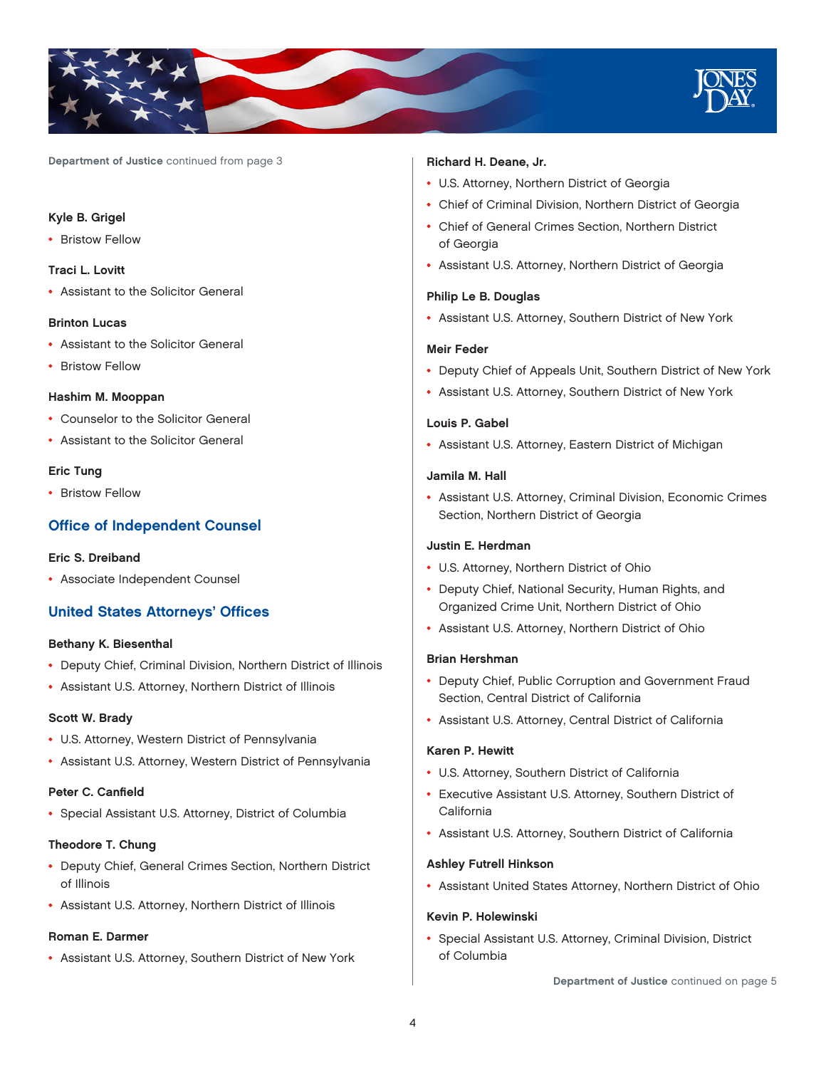Department of Justice continued from page 3

**Kyle B. Grigel**

- Bristow Fellow

**Traci L. Lovitt**

- Assistant to the Solicitor General

**Brinton Lucas**

- Assistant to the Solicitor General
- Bristow Fellow

**Hashim M. Mooppan**

- Counselor to the Solicitor General
- Assistant to the Solicitor General

**Eric Tung**

- Bristow Fellow

## Office of Independent Counsel

**Eric S. Dreiband**

- Associate Independent Counsel

## United States Attorneys' Offices

**Bethany K. Biesenthal**

- Deputy Chief, Criminal Division, Northern District of Illinois
- Assistant U.S. Attorney, Northern District of Illinois

**Scott W. Brady**

- U.S. Attorney, Western District of Pennsylvania
- Assistant U.S. Attorney, Western District of Pennsylvania

**Peter C. Canfield**

- Special Assistant U.S. Attorney, District of Columbia

**Theodore T. Chung**

- Deputy Chief, General Crimes Section, Northern District of Illinois
- Assistant U.S. Attorney, Northern District of Illinois

**Roman E. Darmer**

- Assistant U.S. Attorney, Southern District of New York

**Richard H. Deane, Jr.**

- U.S. Attorney, Northern District of Georgia
- Chief of Criminal Division, Northern District of Georgia
- Chief of General Crimes Section, Northern District of Georgia
- Assistant U.S. Attorney, Northern District of Georgia

**Philip Le B. Douglas**

- Assistant U.S. Attorney, Southern District of New York

**Meir Feder**

- Deputy Chief of Appeals Unit, Southern District of New York
- Assistant U.S. Attorney, Southern District of New York

**Louis P. Gabel**

- Assistant U.S. Attorney, Eastern District of Michigan

**Jamila M. Hall**

- Assistant U.S. Attorney, Criminal Division, Economic Crimes Section, Northern District of Georgia

**Justin E. Herdman**

- U.S. Attorney, Northern District of Ohio
- Deputy Chief, National Security, Human Rights, and Organized Crime Unit, Northern District of Ohio
- Assistant U.S. Attorney, Northern District of Ohio

**Brian Hershman**

- Deputy Chief, Public Corruption and Government Fraud Section, Central District of California
- Assistant U.S. Attorney, Central District of California

**Karen P. Hewitt**

- U.S. Attorney, Southern District of California
- Executive Assistant U.S. Attorney, Southern District of California
- Assistant U.S. Attorney, Southern District of California

**Ashley Futrell Hinkson**

- Assistant United States Attorney, Northern District of Ohio

**Kevin P. Holewinski**

- Special Assistant U.S. Attorney, Criminal Division, District of Columbia

Department of Justice continued on page 5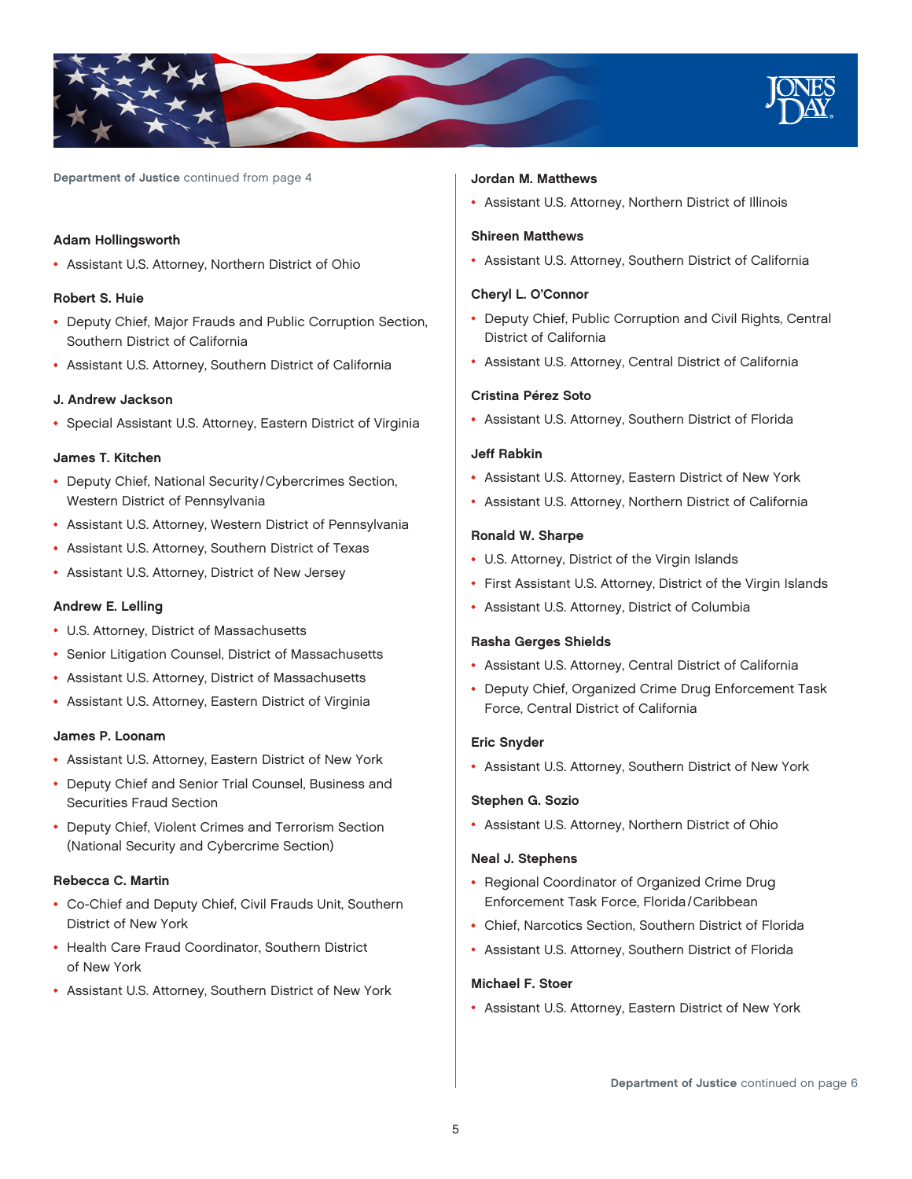**Department of Justice** continued from page 4

**Adam Hollingsworth**

- Assistant U.S. Attorney, Northern District of Ohio

**Robert S. Huie**

- Deputy Chief, Major Frauds and Public Corruption Section, Southern District of California
- Assistant U.S. Attorney, Southern District of California

**J. Andrew Jackson**

- Special Assistant U.S. Attorney, Eastern District of Virginia

**James T. Kitchen**

- Deputy Chief, National Security/Cybercrimes Section, Western District of Pennsylvania
- Assistant U.S. Attorney, Western District of Pennsylvania
- Assistant U.S. Attorney, Southern District of Texas
- Assistant U.S. Attorney, District of New Jersey

**Andrew E. Lelling**

- U.S. Attorney, District of Massachusetts
- Senior Litigation Counsel, District of Massachusetts
- Assistant U.S. Attorney, District of Massachusetts
- Assistant U.S. Attorney, Eastern District of Virginia

**James P. Loonam**

- Assistant U.S. Attorney, Eastern District of New York
- Deputy Chief and Senior Trial Counsel, Business and Securities Fraud Section
- Deputy Chief, Violent Crimes and Terrorism Section (National Security and Cybercrime Section)

**Rebecca C. Martin**

- Co-Chief and Deputy Chief, Civil Frauds Unit, Southern District of New York
- Health Care Fraud Coordinator, Southern District of New York
- Assistant U.S. Attorney, Southern District of New York

**Jordan M. Matthews**

- Assistant U.S. Attorney, Northern District of Illinois

**Shireen Matthews**

- Assistant U.S. Attorney, Southern District of California

**Cheryl L. O'Connor**

- Deputy Chief, Public Corruption and Civil Rights, Central District of California
- Assistant U.S. Attorney, Central District of California

**Cristina Pérez Soto**

- Assistant U.S. Attorney, Southern District of Florida

**Jeff Rabkin**

- Assistant U.S. Attorney, Eastern District of New York
- Assistant U.S. Attorney, Northern District of California

**Ronald W. Sharpe**

- U.S. Attorney, District of the Virgin Islands
- First Assistant U.S. Attorney, District of the Virgin Islands
- Assistant U.S. Attorney, District of Columbia

**Rasha Gerges Shields**

- Assistant U.S. Attorney, Central District of California
- Deputy Chief, Organized Crime Drug Enforcement Task Force, Central District of California

**Eric Snyder**

- Assistant U.S. Attorney, Southern District of New York

**Stephen G. Sozio**

- Assistant U.S. Attorney, Northern District of Ohio

**Neal J. Stephens**

- Regional Coordinator of Organized Crime Drug Enforcement Task Force, Florida/Caribbean
- Chief, Narcotics Section, Southern District of Florida
- Assistant U.S. Attorney, Southern District of Florida

**Michael F. Stoer**

- Assistant U.S. Attorney, Eastern District of New York

**Department of Justice** continued on page 6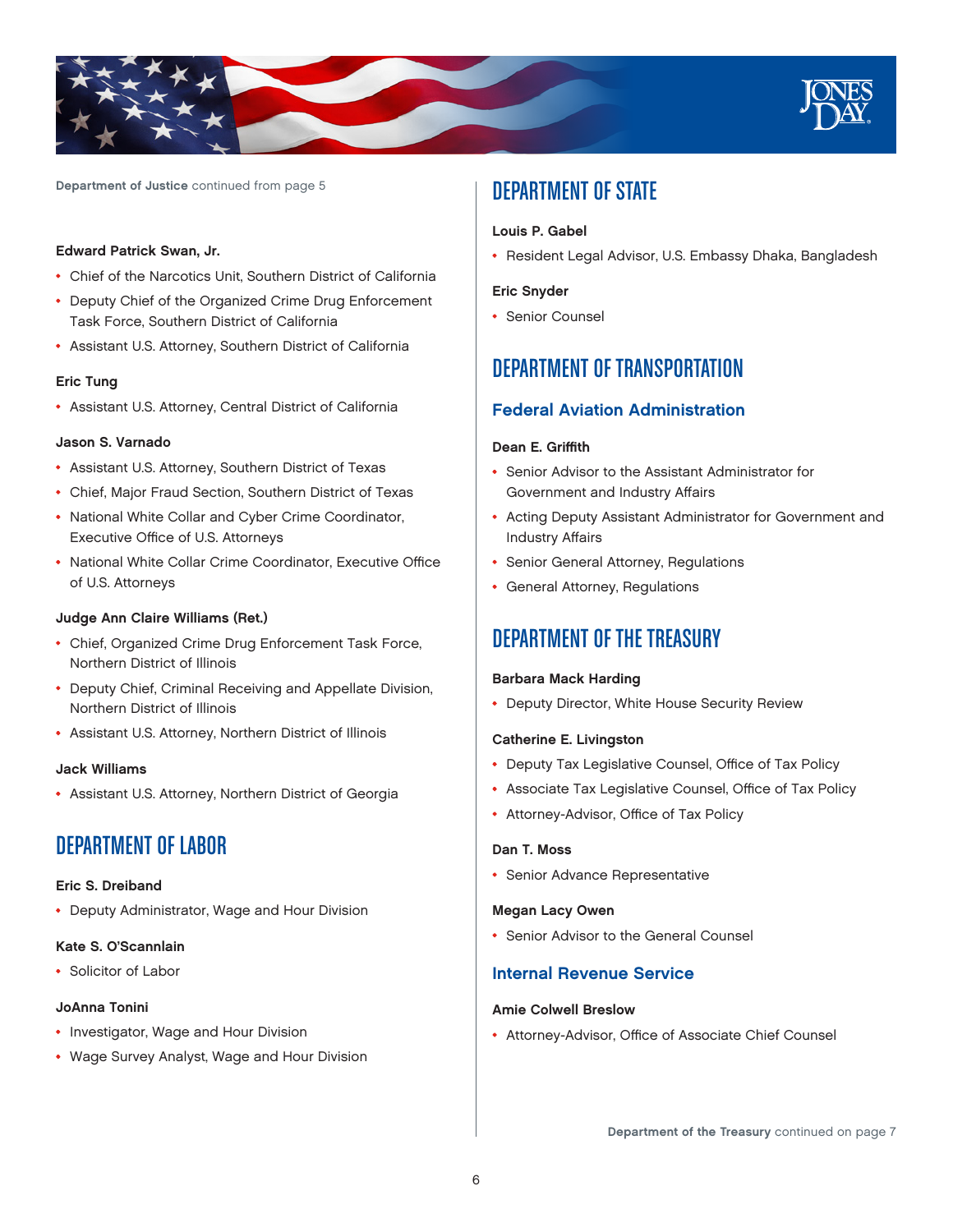**Department of Justice** continued from page 5

**Edward Patrick Swan, Jr.**

- Chief of the Narcotics Unit, Southern District of California
- Deputy Chief of the Organized Crime Drug Enforcement Task Force, Southern District of California
- Assistant U.S. Attorney, Southern District of California

**Eric Tung**

- Assistant U.S. Attorney, Central District of California

**Jason S. Varnado**

- Assistant U.S. Attorney, Southern District of Texas
- Chief, Major Fraud Section, Southern District of Texas
- National White Collar and Cyber Crime Coordinator, Executive Office of U.S. Attorneys
- National White Collar Crime Coordinator, Executive Office of U.S. Attorneys

**Judge Ann Claire Williams (Ret.)**

- Chief, Organized Crime Drug Enforcement Task Force, Northern District of Illinois
- Deputy Chief, Criminal Receiving and Appellate Division, Northern District of Illinois
- Assistant U.S. Attorney, Northern District of Illinois

**Jack Williams**

- Assistant U.S. Attorney, Northern District of Georgia

## DEPARTMENT OF LABOR

**Eric S. Dreiband**

- Deputy Administrator, Wage and Hour Division

**Kate S. O'Scannlain**

- Solicitor of Labor

**JoAnna Tonini**

- Investigator, Wage and Hour Division
- Wage Survey Analyst, Wage and Hour Division

## DEPARTMENT OF STATE

**Louis P. Gabel**

- Resident Legal Advisor, U.S. Embassy Dhaka, Bangladesh

**Eric Snyder**

- Senior Counsel

## DEPARTMENT OF TRANSPORTATION

### Federal Aviation Administration

**Dean E. Griffith**

- Senior Advisor to the Assistant Administrator for Government and Industry Affairs
- Acting Deputy Assistant Administrator for Government and Industry Affairs
- Senior General Attorney, Regulations
- General Attorney, Regulations

## DEPARTMENT OF THE TREASURY

**Barbara Mack Harding**

- Deputy Director, White House Security Review

**Catherine E. Livingston**

- Deputy Tax Legislative Counsel, Office of Tax Policy
- Associate Tax Legislative Counsel, Office of Tax Policy
- Attorney-Advisor, Office of Tax Policy

**Dan T. Moss**

- Senior Advance Representative

**Megan Lacy Owen**

- Senior Advisor to the General Counsel

### Internal Revenue Service

**Amie Colwell Breslow**

- Attorney-Advisor, Office of Associate Chief Counsel

**Department of the Treasury** continued on page 7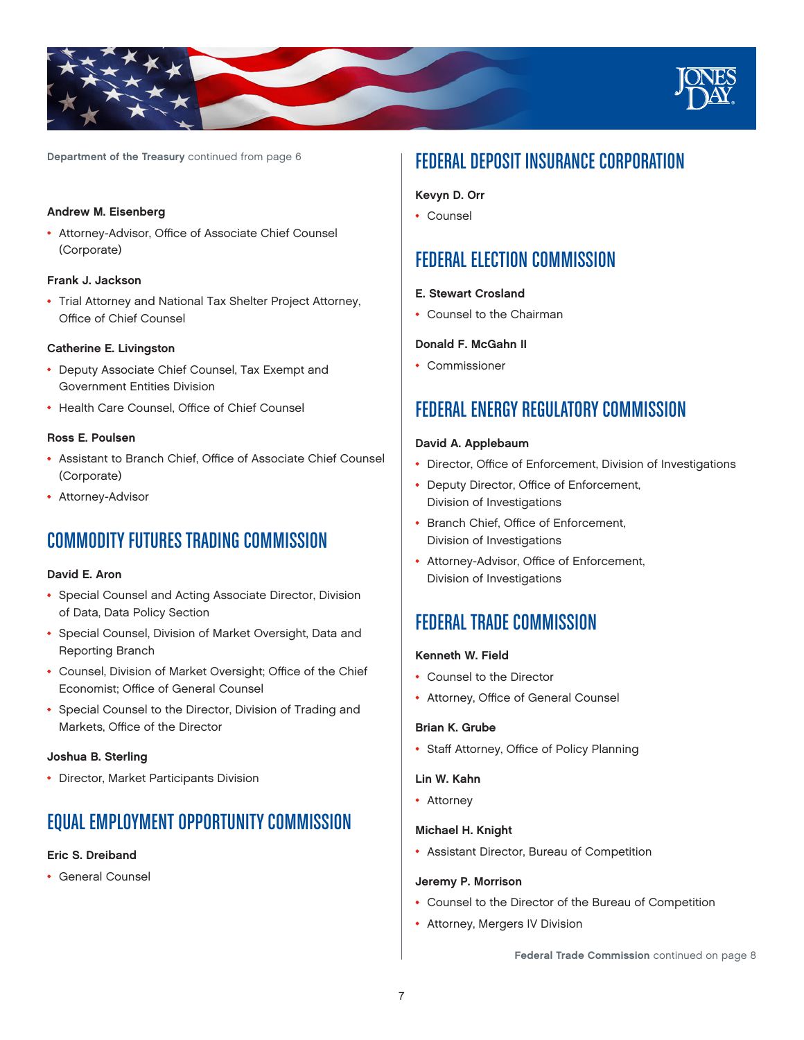**Department of the Treasury** continued from page 6

**Andrew M. Eisenberg**

- Attorney-Advisor, Office of Associate Chief Counsel (Corporate)

**Frank J. Jackson**

- Trial Attorney and National Tax Shelter Project Attorney, Office of Chief Counsel

**Catherine E. Livingston**

- Deputy Associate Chief Counsel, Tax Exempt and Government Entities Division
- Health Care Counsel, Office of Chief Counsel

**Ross E. Poulsen**

- Assistant to Branch Chief, Office of Associate Chief Counsel (Corporate)
- Attorney-Advisor

## COMMODITY FUTURES TRADING COMMISSION

**David E. Aron**

- Special Counsel and Acting Associate Director, Division of Data, Data Policy Section
- Special Counsel, Division of Market Oversight, Data and Reporting Branch
- Counsel, Division of Market Oversight; Office of the Chief Economist; Office of General Counsel
- Special Counsel to the Director, Division of Trading and Markets, Office of the Director

**Joshua B. Sterling**

- Director, Market Participants Division

## EQUAL EMPLOYMENT OPPORTUNITY COMMISSION

**Eric S. Dreiband**

- General Counsel

## FEDERAL DEPOSIT INSURANCE CORPORATION

**Kevyn D. Orr**

- Counsel

## FEDERAL ELECTION COMMISSION

**E. Stewart Crosland**

- Counsel to the Chairman

**Donald F. McGahn II**

- Commissioner

## FEDERAL ENERGY REGULATORY COMMISSION

**David A. Applebaum**

- Director, Office of Enforcement, Division of Investigations
- Deputy Director, Office of Enforcement, Division of Investigations
- Branch Chief, Office of Enforcement, Division of Investigations
- Attorney-Advisor, Office of Enforcement, Division of Investigations

## FEDERAL TRADE COMMISSION

**Kenneth W. Field**

- Counsel to the Director
- Attorney, Office of General Counsel

**Brian K. Grube**

- Staff Attorney, Office of Policy Planning

**Lin W. Kahn**

- Attorney

**Michael H. Knight**

- Assistant Director, Bureau of Competition

**Jeremy P. Morrison**

- Counsel to the Director of the Bureau of Competition
- Attorney, Mergers IV Division

**Federal Trade Commission** continued on page 8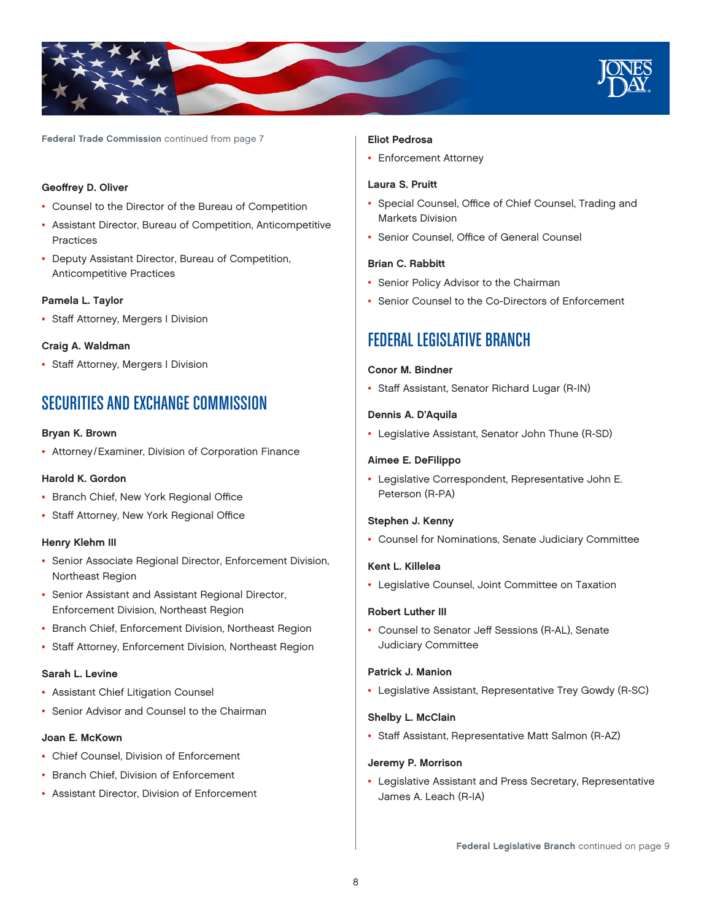Federal Trade Commission continued from page 7

**Geoffrey D. Oliver**

- Counsel to the Director of the Bureau of Competition
- Assistant Director, Bureau of Competition, Anticompetitive Practices
- Deputy Assistant Director, Bureau of Competition, Anticompetitive Practices

**Pamela L. Taylor**

- Staff Attorney, Mergers I Division

**Craig A. Waldman**

- Staff Attorney, Mergers I Division

## SECURITIES AND EXCHANGE COMMISSION

**Bryan K. Brown**

- Attorney/Examiner, Division of Corporation Finance

**Harold K. Gordon**

- Branch Chief, New York Regional Office
- Staff Attorney, New York Regional Office

**Henry Klehm III**

- Senior Associate Regional Director, Enforcement Division, Northeast Region
- Senior Assistant and Assistant Regional Director, Enforcement Division, Northeast Region
- Branch Chief, Enforcement Division, Northeast Region
- Staff Attorney, Enforcement Division, Northeast Region

**Sarah L. Levine**

- Assistant Chief Litigation Counsel
- Senior Advisor and Counsel to the Chairman

**Joan E. McKown**

- Chief Counsel, Division of Enforcement
- Branch Chief, Division of Enforcement
- Assistant Director, Division of Enforcement

**Eliot Pedrosa**

- Enforcement Attorney

**Laura S. Pruitt**

- Special Counsel, Office of Chief Counsel, Trading and Markets Division
- Senior Counsel, Office of General Counsel

**Brian C. Rabbitt**

- Senior Policy Advisor to the Chairman
- Senior Counsel to the Co-Directors of Enforcement

## FEDERAL LEGISLATIVE BRANCH

**Conor M. Bindner**

- Staff Assistant, Senator Richard Lugar (R-IN)

**Dennis A. D'Aquila**

- Legislative Assistant, Senator John Thune (R-SD)

**Aimee E. DeFilippo**

- Legislative Correspondent, Representative John E. Peterson (R-PA)

**Stephen J. Kenny**

- Counsel for Nominations, Senate Judiciary Committee

**Kent L. Killelea**

- Legislative Counsel, Joint Committee on Taxation

**Robert Luther III**

- Counsel to Senator Jeff Sessions (R-AL), Senate Judiciary Committee

**Patrick J. Manion**

- Legislative Assistant, Representative Trey Gowdy (R-SC)

**Shelby L. McClain**

- Staff Assistant, Representative Matt Salmon (R-AZ)

**Jeremy P. Morrison**

- Legislative Assistant and Press Secretary, Representative James A. Leach (R-IA)

Federal Legislative Branch continued on page 9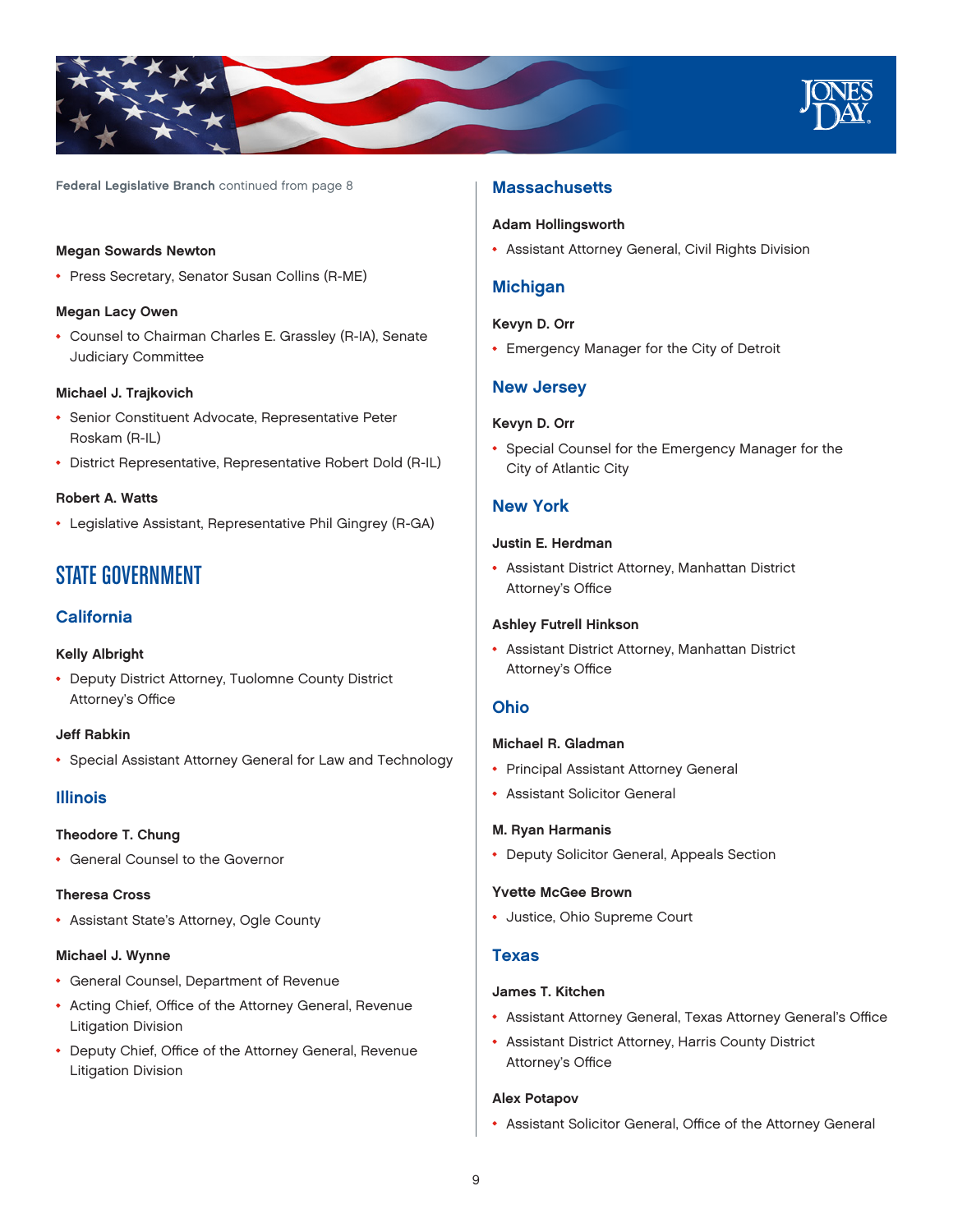**Federal Legislative Branch** continued from page 8

#### Megan Sowards Newton

- Press Secretary, Senator Susan Collins (R-ME)

#### Megan Lacy Owen

- Counsel to Chairman Charles E. Grassley (R-IA), Senate Judiciary Committee

#### Michael J. Trajkovich

- Senior Constituent Advocate, Representative Peter Roskam (R-IL)
- District Representative, Representative Robert Dold (R-IL)

#### Robert A. Watts

- Legislative Assistant, Representative Phil Gingrey (R-GA)

## STATE GOVERNMENT

### California

#### Kelly Albright

- Deputy District Attorney, Tuolomne County District Attorney's Office

#### Jeff Rabkin

- Special Assistant Attorney General for Law and Technology

### Illinois

#### Theodore T. Chung

- General Counsel to the Governor

#### Theresa Cross

- Assistant State's Attorney, Ogle County

#### Michael J. Wynne

- General Counsel, Department of Revenue
- Acting Chief, Office of the Attorney General, Revenue Litigation Division
- Deputy Chief, Office of the Attorney General, Revenue Litigation Division

### Massachusetts

#### Adam Hollingsworth

- Assistant Attorney General, Civil Rights Division

### Michigan

#### Kevyn D. Orr

- Emergency Manager for the City of Detroit

### New Jersey

#### Kevyn D. Orr

- Special Counsel for the Emergency Manager for the City of Atlantic City

### New York

#### Justin E. Herdman

- Assistant District Attorney, Manhattan District Attorney's Office

#### Ashley Futrell Hinkson

- Assistant District Attorney, Manhattan District Attorney's Office

### Ohio

#### Michael R. Gladman

- Principal Assistant Attorney General
- Assistant Solicitor General

#### M. Ryan Harmanis

- Deputy Solicitor General, Appeals Section

#### Yvette McGee Brown

- Justice, Ohio Supreme Court

### Texas

#### James T. Kitchen

- Assistant Attorney General, Texas Attorney General's Office
- Assistant District Attorney, Harris County District Attorney's Office

#### Alex Potapov

- Assistant Solicitor General, Office of the Attorney General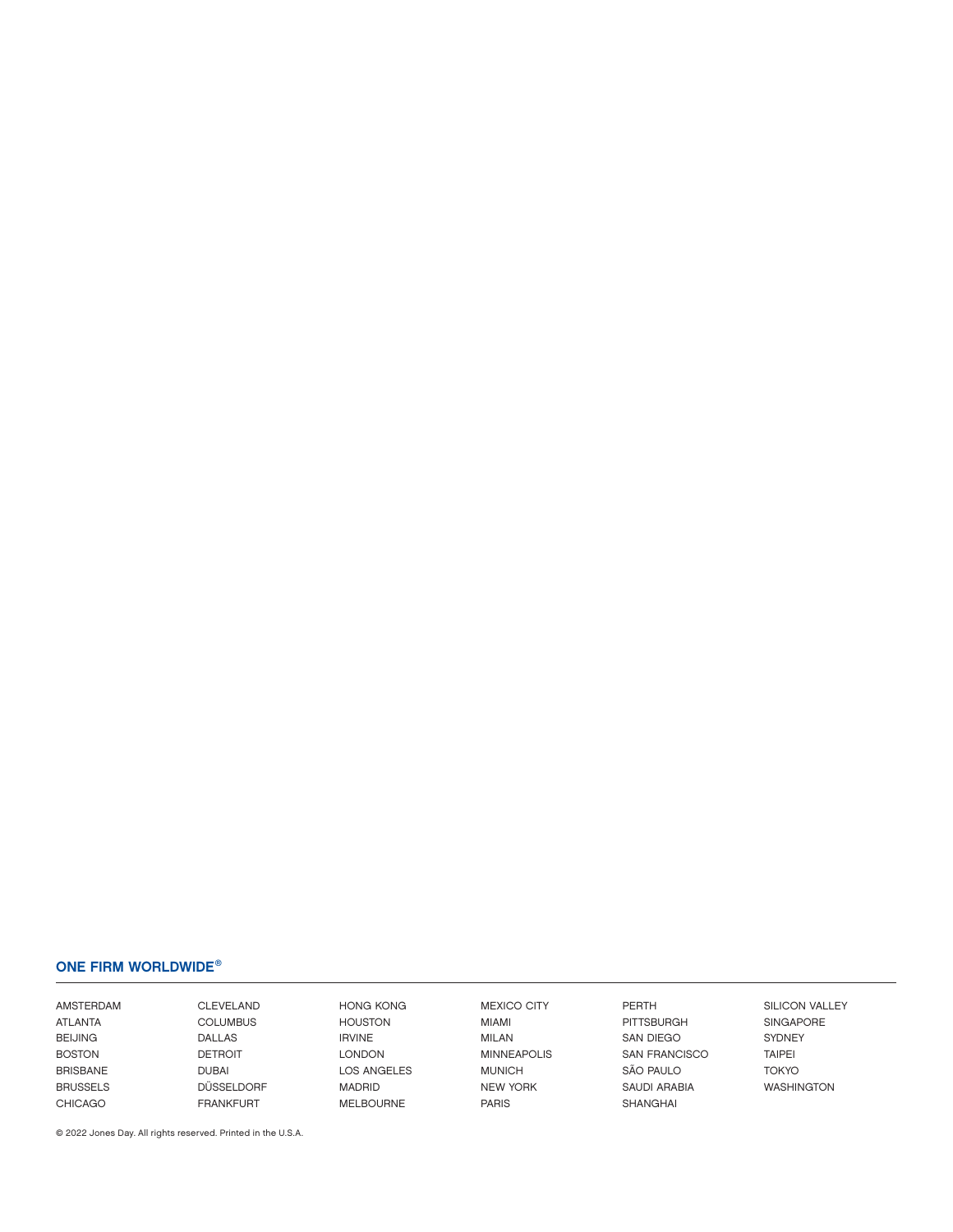**ONE FIRM WORLDWIDE®**

| | | | | | |
|---|---|---|---|---|---|
| AMSTERDAM | CLEVELAND | HONG KONG | MEXICO CITY | PERTH | SILICON VALLEY |
| ATLANTA | COLUMBUS | HOUSTON | MIAMI | PITTSBURGH | SINGAPORE |
| BEIJING | DALLAS | IRVINE | MILAN | SAN DIEGO | SYDNEY |
| BOSTON | DETROIT | LONDON | MINNEAPOLIS | SAN FRANCISCO | TAIPEI |
| BRISBANE | DUBAI | LOS ANGELES | MUNICH | SÃO PAULO | TOKYO |
| BRUSSELS | DÜSSELDORF | MADRID | NEW YORK | SAUDI ARABIA | WASHINGTON |
| CHICAGO | FRANKFURT | MELBOURNE | PARIS | SHANGHAI | |

© 2022 Jones Day. All rights reserved. Printed in the U.S.A.